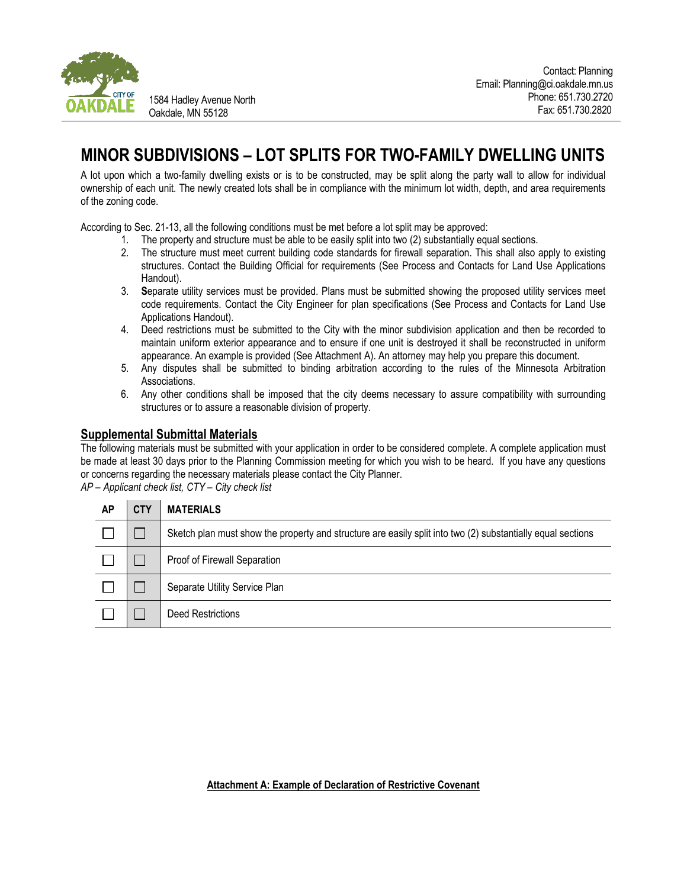CITY OF OAKDALE

1584 Hadley Avenue North
Oakdale, MN 55128

Contact: Planning
Email: Planning@ci.oakdale.mn.us
Phone: 651.730.2720
Fax: 651.730.2820

# MINOR SUBDIVISIONS – LOT SPLITS FOR TWO-FAMILY DWELLING UNITS

A lot upon which a two-family dwelling exists or is to be constructed, may be split along the party wall to allow for individual ownership of each unit. The newly created lots shall be in compliance with the minimum lot width, depth, and area requirements of the zoning code.

According to Sec. 21-13, all the following conditions must be met before a lot split may be approved:

1. The property and structure must be able to be easily split into two (2) substantially equal sections.
2. The structure must meet current building code standards for firewall separation. This shall also apply to existing structures. Contact the Building Official for requirements (See Process and Contacts for Land Use Applications Handout).
3. **S**eparate utility services must be provided. Plans must be submitted showing the proposed utility services meet code requirements. Contact the City Engineer for plan specifications (See Process and Contacts for Land Use Applications Handout).
4. Deed restrictions must be submitted to the City with the minor subdivision application and then be recorded to maintain uniform exterior appearance and to ensure if one unit is destroyed it shall be reconstructed in uniform appearance. An example is provided (See Attachment A). An attorney may help you prepare this document.
5. Any disputes shall be submitted to binding arbitration according to the rules of the Minnesota Arbitration Associations.
6. Any other conditions shall be imposed that the city deems necessary to assure compatibility with surrounding structures or to assure a reasonable division of property.

## Supplemental Submittal Materials

The following materials must be submitted with your application in order to be considered complete. A complete application must be made at least 30 days prior to the Planning Commission meeting for which you wish to be heard. If you have any questions or concerns regarding the necessary materials please contact the City Planner.

*AP – Applicant check list, CTY – City check list*

| AP | CTY | MATERIALS |
|---|---|---|
| ☐ | ☐ | Sketch plan must show the property and structure are easily split into two (2) substantially equal sections |
| ☐ | ☐ | Proof of Firewall Separation |
| ☐ | ☐ | Separate Utility Service Plan |
| ☐ | ☐ | Deed Restrictions |

**Attachment A: Example of Declaration of Restrictive Covenant**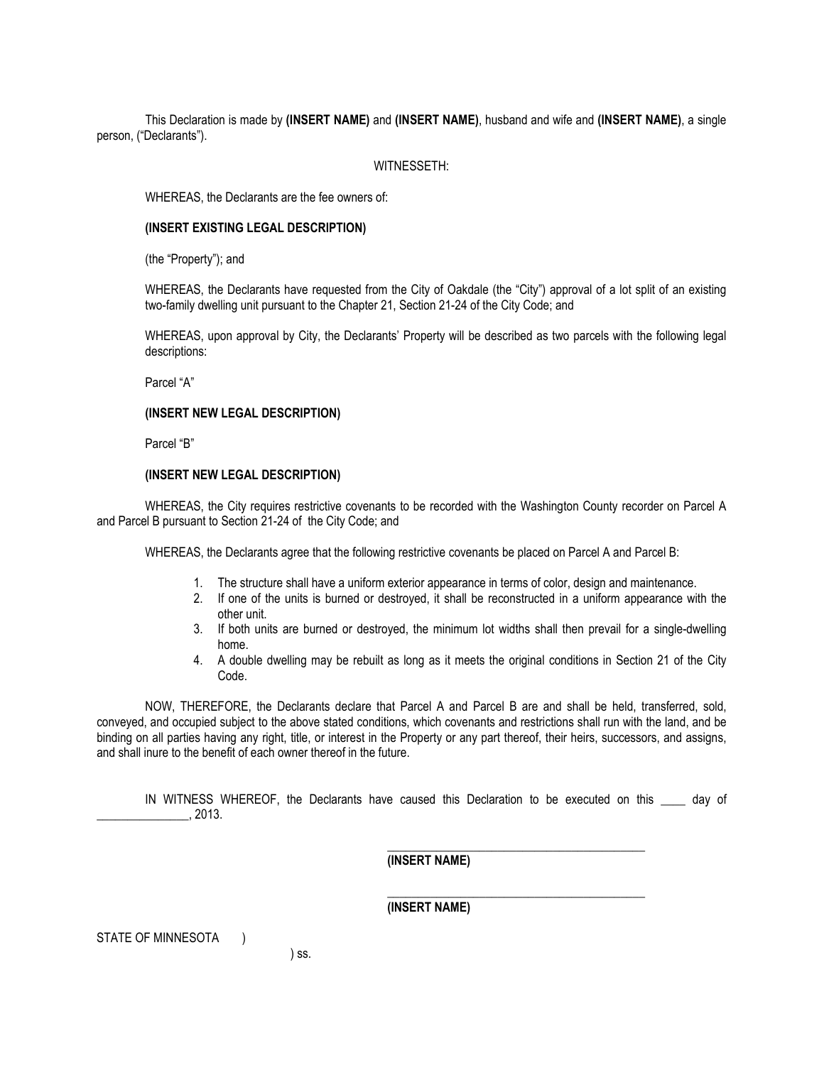This Declaration is made by **(INSERT NAME)** and **(INSERT NAME)**, husband and wife and **(INSERT NAME)**, a single person, ("Declarants").

WITNESSETH:

WHEREAS, the Declarants are the fee owners of:

**(INSERT EXISTING LEGAL DESCRIPTION)**

(the "Property"); and

WHEREAS, the Declarants have requested from the City of Oakdale (the "City") approval of a lot split of an existing two-family dwelling unit pursuant to the Chapter 21, Section 21-24 of the City Code; and

WHEREAS, upon approval by City, the Declarants' Property will be described as two parcels with the following legal descriptions:

Parcel "A"

**(INSERT NEW LEGAL DESCRIPTION)**

Parcel "B"

**(INSERT NEW LEGAL DESCRIPTION)**

WHEREAS, the City requires restrictive covenants to be recorded with the Washington County recorder on Parcel A and Parcel B pursuant to Section 21-24 of the City Code; and

WHEREAS, the Declarants agree that the following restrictive covenants be placed on Parcel A and Parcel B:

1. The structure shall have a uniform exterior appearance in terms of color, design and maintenance.
2. If one of the units is burned or destroyed, it shall be reconstructed in a uniform appearance with the other unit.
3. If both units are burned or destroyed, the minimum lot widths shall then prevail for a single-dwelling home.
4. A double dwelling may be rebuilt as long as it meets the original conditions in Section 21 of the City Code.

NOW, THEREFORE, the Declarants declare that Parcel A and Parcel B are and shall be held, transferred, sold, conveyed, and occupied subject to the above stated conditions, which covenants and restrictions shall run with the land, and be binding on all parties having any right, title, or interest in the Property or any part thereof, their heirs, successors, and assigns, and shall inure to the benefit of each owner thereof in the future.

IN WITNESS WHEREOF, the Declarants have caused this Declaration to be executed on this ____ day of _______________, 2013.

_________________________________________
**(INSERT NAME)**

_________________________________________
**(INSERT NAME)**

STATE OF MINNESOTA )
) ss.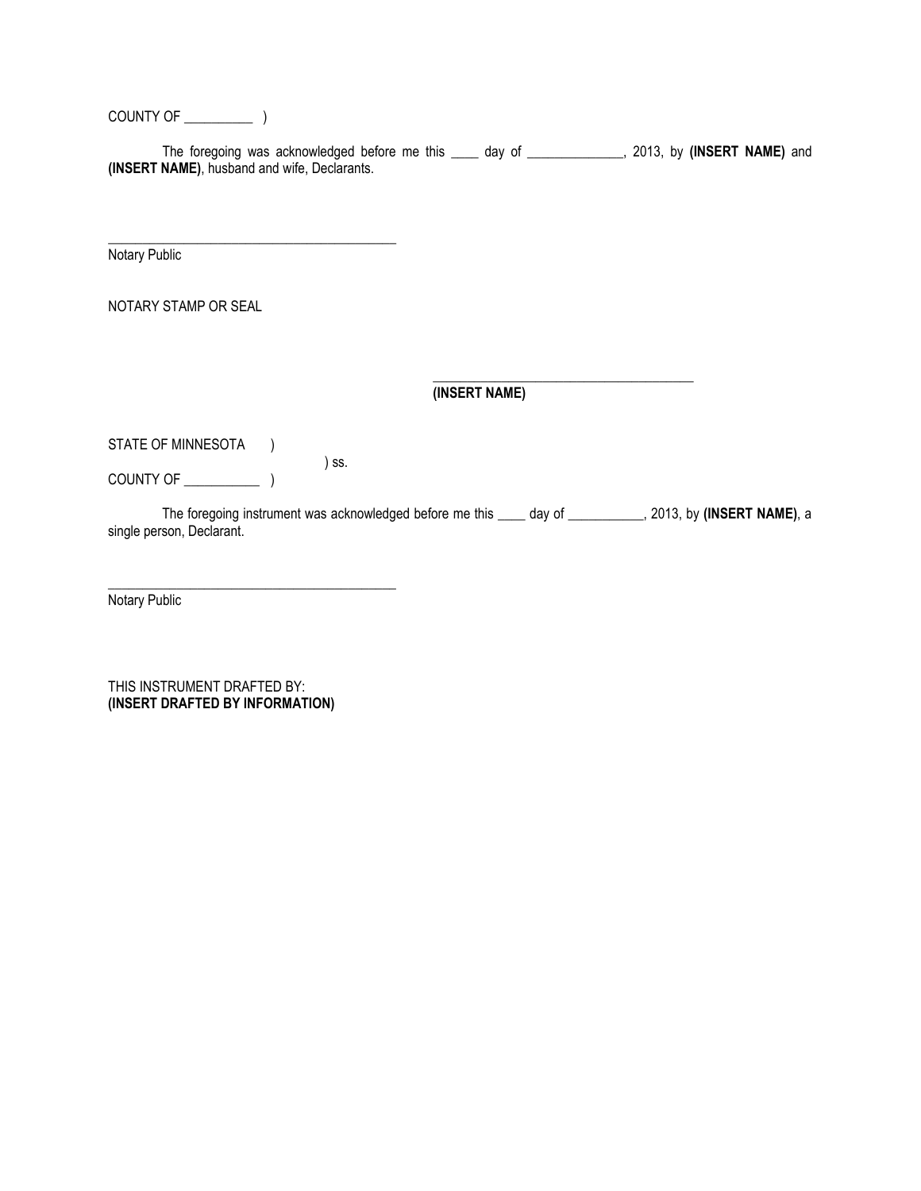COUNTY OF __________ )

The foregoing was acknowledged before me this ____ day of ______________, 2013, by **(INSERT NAME)** and **(INSERT NAME)**, husband and wife, Declarants.

___________________________________________
Notary Public

NOTARY STAMP OR SEAL

_______________________________________
**(INSERT NAME)**

STATE OF MINNESOTA )
) ss.
COUNTY OF ___________ )

The foregoing instrument was acknowledged before me this ____ day of ___________, 2013, by **(INSERT NAME)**, a single person, Declarant.

___________________________________________
Notary Public

THIS INSTRUMENT DRAFTED BY:
**(INSERT DRAFTED BY INFORMATION)**